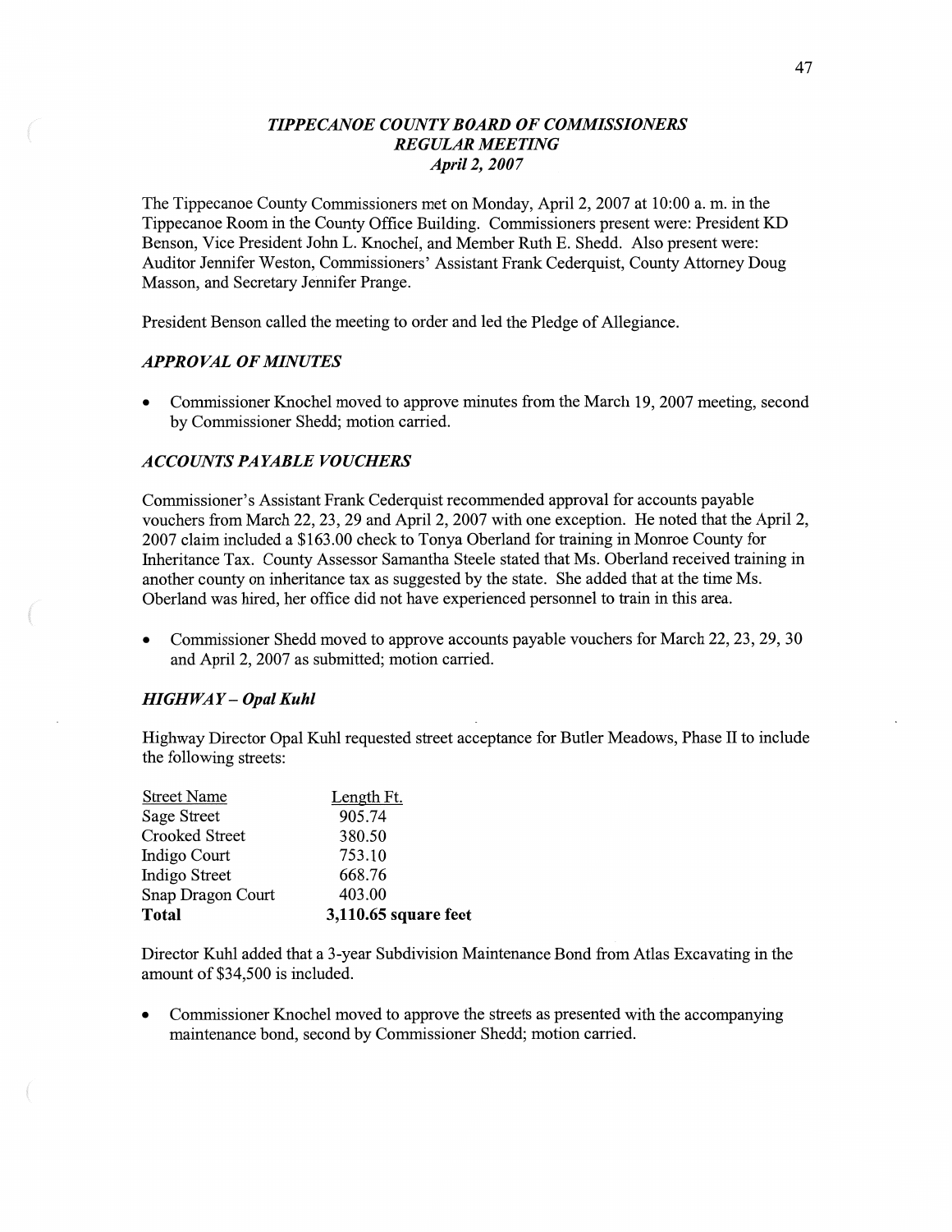## *TIPPECANOE COUNTY BOARD OF COMMISSIONERS*
## *REGULAR MEETING*
### *April 2, 2007*

The Tippecanoe County Commissioners met on Monday, April 2, 2007 at 10:00 a. m. in the Tippecanoe Room in the County Office Building. Commissioners present were: President KD Benson, Vice President John L. Knochel, and Member Ruth E. Shedd. Also present were: Auditor Jennifer Weston, Commissioners' Assistant Frank Cederquist, County Attorney Doug Masson, and Secretary Jennifer Prange.

President Benson called the meeting to order and led the Pledge of Allegiance.

### *APPROVAL OF MINUTES*

- Commissioner Knochel moved to approve minutes from the March 19, 2007 meeting, second by Commissioner Shedd; motion carried.

### *ACCOUNTS PAYABLE VOUCHERS*

Commissioner's Assistant Frank Cederquist recommended approval for accounts payable vouchers from March 22, 23, 29 and April 2, 2007 with one exception. He noted that the April 2, 2007 claim included a $163.00 check to Tonya Oberland for training in Monroe County for Inheritance Tax. County Assessor Samantha Steele stated that Ms. Oberland received training in another county on inheritance tax as suggested by the state. She added that at the time Ms. Oberland was hired, her office did not have experienced personnel to train in this area.

- Commissioner Shedd moved to approve accounts payable vouchers for March 22, 23, 29, 30 and April 2, 2007 as submitted; motion carried.

### *HIGHWAY – Opal Kuhl*

Highway Director Opal Kuhl requested street acceptance for Butler Meadows, Phase II to include the following streets:

| Street Name | Length Ft. |
|---|---|
| Sage Street | 905.74 |
| Crooked Street | 380.50 |
| Indigo Court | 753.10 |
| Indigo Street | 668.76 |
| Snap Dragon Court | 403.00 |
| **Total** | **3,110.65 square feet** |

Director Kuhl added that a 3-year Subdivision Maintenance Bond from Atlas Excavating in the amount of $34,500 is included.

- Commissioner Knochel moved to approve the streets as presented with the accompanying maintenance bond, second by Commissioner Shedd; motion carried.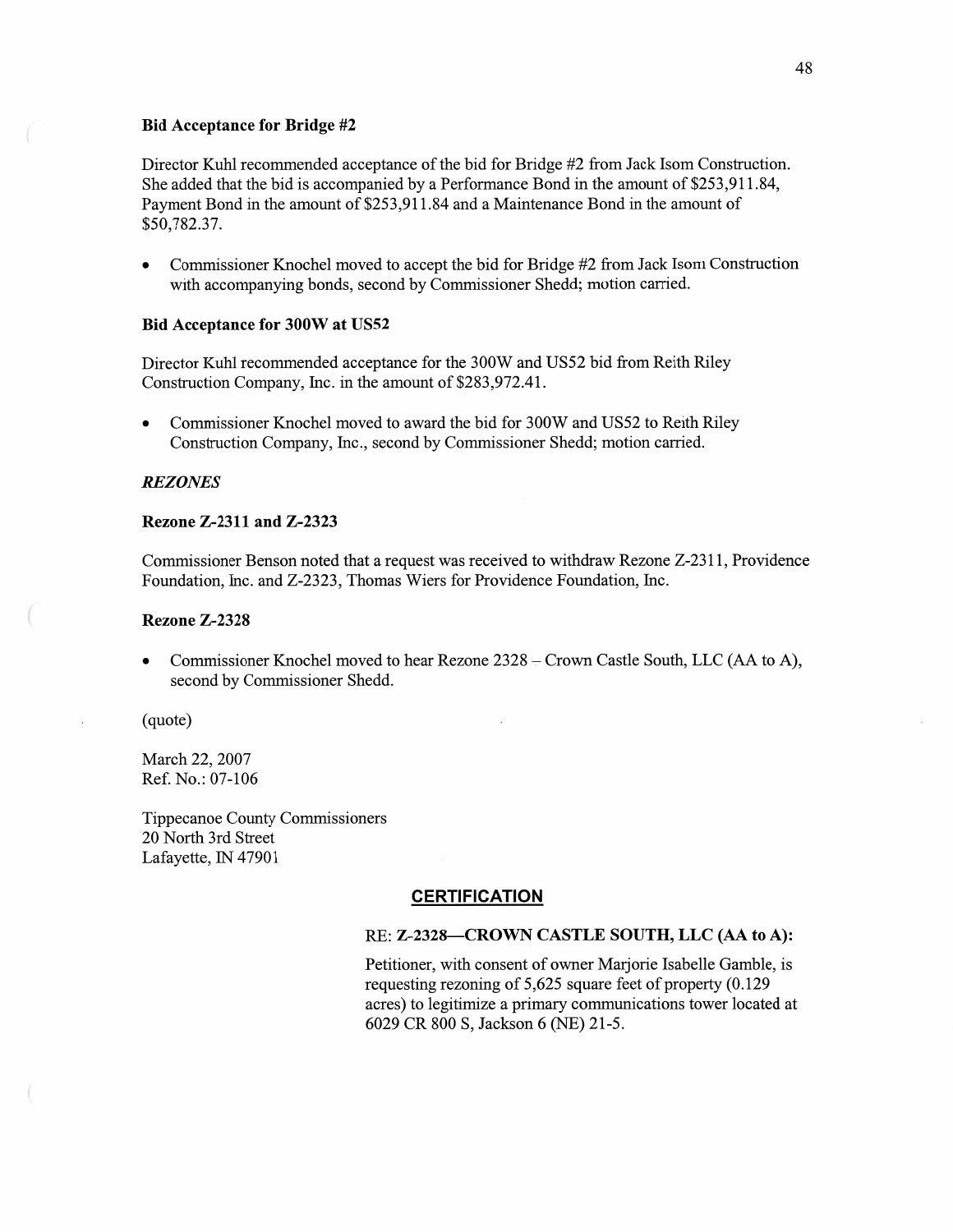### Bid Acceptance for Bridge #2

Director Kuhl recommended acceptance of the bid for Bridge #2 from Jack Isom Construction. She added that the bid is accompanied by a Performance Bond in the amount of $253,911.84, Payment Bond in the amount of $253,911.84 and a Maintenance Bond in the amount of $50,782.37.

- Commissioner Knochel moved to accept the bid for Bridge #2 from Jack Isom Construction with accompanying bonds, second by Commissioner Shedd; motion carried.

### Bid Acceptance for 300W at US52

Director Kuhl recommended acceptance for the 300W and US52 bid from Reith Riley Construction Company, Inc. in the amount of $283,972.41.

- Commissioner Knochel moved to award the bid for 300W and US52 to Reith Riley Construction Company, Inc., second by Commissioner Shedd; motion carried.

## *REZONES*

### Rezone Z-2311 and Z-2323

Commissioner Benson noted that a request was received to withdraw Rezone Z-2311, Providence Foundation, Inc. and Z-2323, Thomas Wiers for Providence Foundation, Inc.

### Rezone Z-2328

- Commissioner Knochel moved to hear Rezone 2328 – Crown Castle South, LLC (AA to A), second by Commissioner Shedd.

(quote)

March 22, 2007
Ref. No.: 07-106

Tippecanoe County Commissioners
20 North 3rd Street
Lafayette, IN 47901

**CERTIFICATION**

RE: **Z-2328—CROWN CASTLE SOUTH, LLC (AA to A):**

Petitioner, with consent of owner Marjorie Isabelle Gamble, is requesting rezoning of 5,625 square feet of property (0.129 acres) to legitimize a primary communications tower located at 6029 CR 800 S, Jackson 6 (NE) 21-5.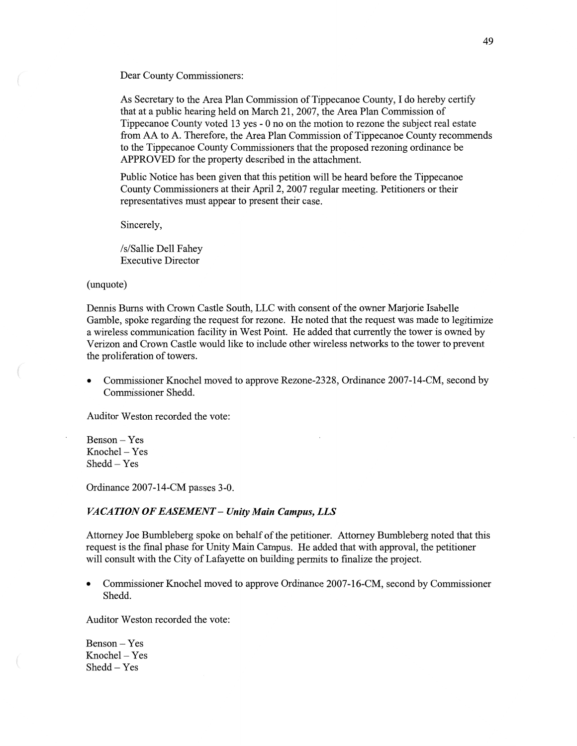Dear County Commissioners:

As Secretary to the Area Plan Commission of Tippecanoe County, I do hereby certify that at a public hearing held on March 21, 2007, the Area Plan Commission of Tippecanoe County voted 13 yes - 0 no on the motion to rezone the subject real estate from AA to A. Therefore, the Area Plan Commission of Tippecanoe County recommends to the Tippecanoe County Commissioners that the proposed rezoning ordinance be APPROVED for the property described in the attachment.

Public Notice has been given that this petition will be heard before the Tippecanoe County Commissioners at their April 2, 2007 regular meeting. Petitioners or their representatives must appear to present their case.

Sincerely,

/s/Sallie Dell Fahey
Executive Director

(unquote)

Dennis Burns with Crown Castle South, LLC with consent of the owner Marjorie Isabelle Gamble, spoke regarding the request for rezone. He noted that the request was made to legitimize a wireless communication facility in West Point. He added that currently the tower is owned by Verizon and Crown Castle would like to include other wireless networks to the tower to prevent the proliferation of towers.

- Commissioner Knochel moved to approve Rezone-2328, Ordinance 2007-14-CM, second by Commissioner Shedd.

Auditor Weston recorded the vote:

Benson – Yes
Knochel – Yes
Shedd – Yes

Ordinance 2007-14-CM passes 3-0.

### *VACATION OF EASEMENT – Unity Main Campus, LLS*

Attorney Joe Bumbleberg spoke on behalf of the petitioner. Attorney Bumbleberg noted that this request is the final phase for Unity Main Campus. He added that with approval, the petitioner will consult with the City of Lafayette on building permits to finalize the project.

- Commissioner Knochel moved to approve Ordinance 2007-16-CM, second by Commissioner Shedd.

Auditor Weston recorded the vote:

Benson – Yes
Knochel – Yes
Shedd – Yes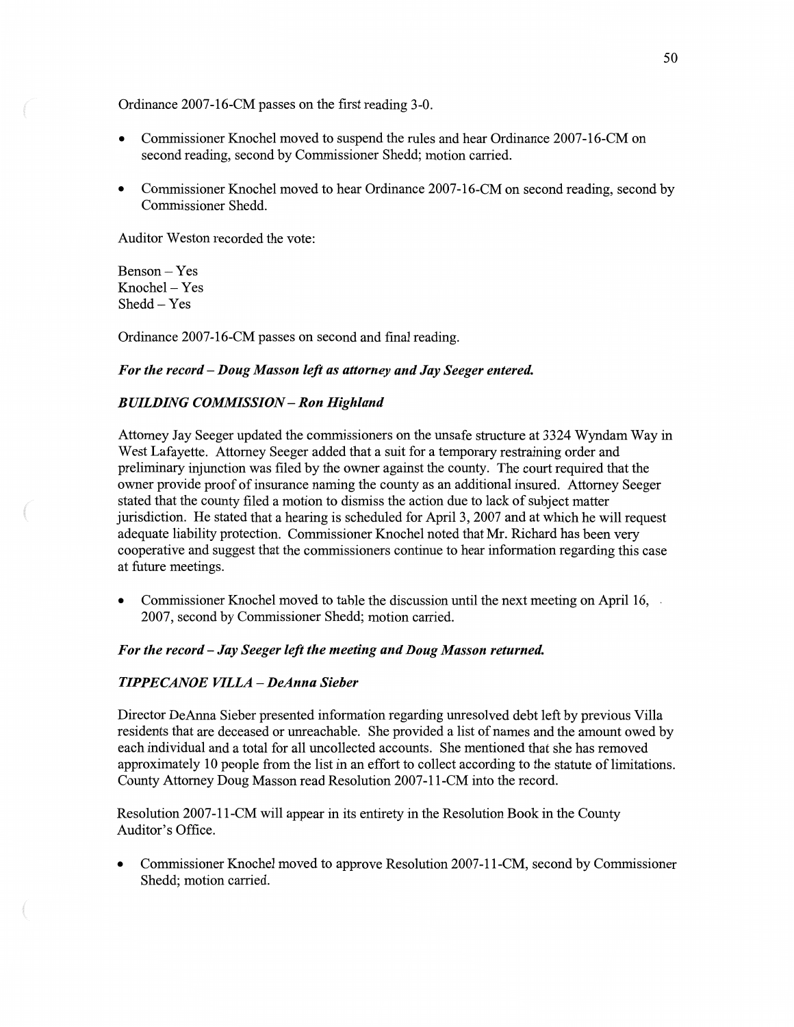Ordinance 2007-16-CM passes on the first reading 3-0.

- Commissioner Knochel moved to suspend the rules and hear Ordinance 2007-16-CM on second reading, second by Commissioner Shedd; motion carried.

- Commissioner Knochel moved to hear Ordinance 2007-16-CM on second reading, second by Commissioner Shedd.

Auditor Weston recorded the vote:

Benson – Yes
Knochel – Yes
Shedd – Yes

Ordinance 2007-16-CM passes on second and final reading.

***For the record – Doug Masson left as attorney and Jay Seeger entered.***

***BUILDING COMMISSION – Ron Highland***

Attorney Jay Seeger updated the commissioners on the unsafe structure at 3324 Wyndam Way in West Lafayette. Attorney Seeger added that a suit for a temporary restraining order and preliminary injunction was filed by the owner against the county. The court required that the owner provide proof of insurance naming the county as an additional insured. Attorney Seeger stated that the county filed a motion to dismiss the action due to lack of subject matter jurisdiction. He stated that a hearing is scheduled for April 3, 2007 and at which he will request adequate liability protection. Commissioner Knochel noted that Mr. Richard has been very cooperative and suggest that the commissioners continue to hear information regarding this case at future meetings.

- Commissioner Knochel moved to table the discussion until the next meeting on April 16, 2007, second by Commissioner Shedd; motion carried.

***For the record – Jay Seeger left the meeting and Doug Masson returned.***

***TIPPECANOE VILLA – DeAnna Sieber***

Director DeAnna Sieber presented information regarding unresolved debt left by previous Villa residents that are deceased or unreachable. She provided a list of names and the amount owed by each individual and a total for all uncollected accounts. She mentioned that she has removed approximately 10 people from the list in an effort to collect according to the statute of limitations. County Attorney Doug Masson read Resolution 2007-11-CM into the record.

Resolution 2007-11-CM will appear in its entirety in the Resolution Book in the County Auditor's Office.

- Commissioner Knochel moved to approve Resolution 2007-11-CM, second by Commissioner Shedd; motion carried.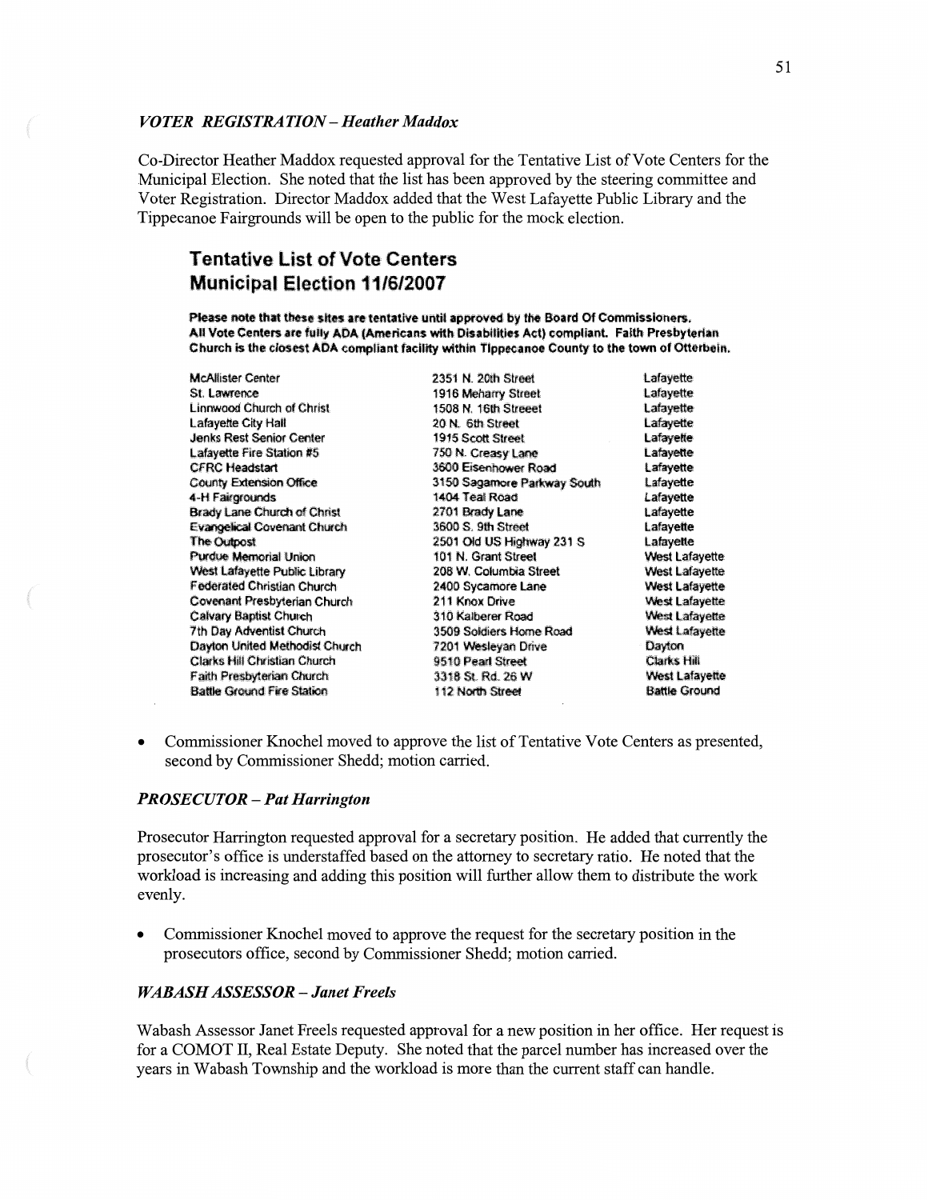### *VOTER REGISTRATION – Heather Maddox*

Co-Director Heather Maddox requested approval for the Tentative List of Vote Centers for the Municipal Election. She noted that the list has been approved by the steering committee and Voter Registration. Director Maddox added that the West Lafayette Public Library and the Tippecanoe Fairgrounds will be open to the public for the mock election.

## Tentative List of Vote Centers
## Municipal Election 11/6/2007

**Please note that these sites are tentative until approved by the Board Of Commissioners. All Vote Centers are fully ADA (Americans with Disabilities Act) compliant. Faith Presbyterian Church is the closest ADA compliant facility within Tippecanoe County to the town of Otterbein.**

| Vote Center | Address | City |
|---|---|---|
| McAllister Center | 2351 N. 20th Street | Lafayette |
| St. Lawrence | 1916 Meharry Street | Lafayette |
| Linnwood Church of Christ | 1508 N. 16th Streeet | Lafayette |
| Lafayette City Hall | 20 N. 6th Street | Lafayette |
| Jenks Rest Senior Center | 1915 Scott Street | Lafayette |
| Lafayette Fire Station #5 | 750 N. Creasy Lane | Lafayette |
| CFRC Headstart | 3600 Eisenhower Road | Lafayette |
| County Extension Office | 3150 Sagamore Parkway South | Lafayette |
| 4-H Fairgrounds | 1404 Teal Road | Lafayette |
| Brady Lane Church of Christ | 2701 Brady Lane | Lafayette |
| Evangelical Covenant Church | 3600 S. 9th Street | Lafayette |
| The Outpost | 2501 Old US Highway 231 S | Lafayette |
| Purdue Memorial Union | 101 N. Grant Street | West Lafayette |
| West Lafayette Public Library | 208 W. Columbia Street | West Lafayette |
| Federated Christian Church | 2400 Sycamore Lane | West Lafayette |
| Covenant Presbyterian Church | 211 Knox Drive | West Lafayette |
| Calvary Baptist Church | 310 Kalberer Road | West Lafayette |
| 7th Day Adventist Church | 3509 Soldiers Home Road | West Lafayette |
| Dayton United Methodist Church | 7201 Wesleyan Drive | Dayton |
| Clarks Hill Christian Church | 9510 Pearl Street | Clarks Hill |
| Faith Presbyterian Church | 3318 St. Rd. 26 W | West Lafayette |
| Battle Ground Fire Station | 112 North Street | Battle Ground |

- Commissioner Knochel moved to approve the list of Tentative Vote Centers as presented, second by Commissioner Shedd; motion carried.

### *PROSECUTOR – Pat Harrington*

Prosecutor Harrington requested approval for a secretary position. He added that currently the prosecutor's office is understaffed based on the attorney to secretary ratio. He noted that the workload is increasing and adding this position will further allow them to distribute the work evenly.

- Commissioner Knochel moved to approve the request for the secretary position in the prosecutors office, second by Commissioner Shedd; motion carried.

### *WABASH ASSESSOR – Janet Freels*

Wabash Assessor Janet Freels requested approval for a new position in her office. Her request is for a COMOT II, Real Estate Deputy. She noted that the parcel number has increased over the years in Wabash Township and the workload is more than the current staff can handle.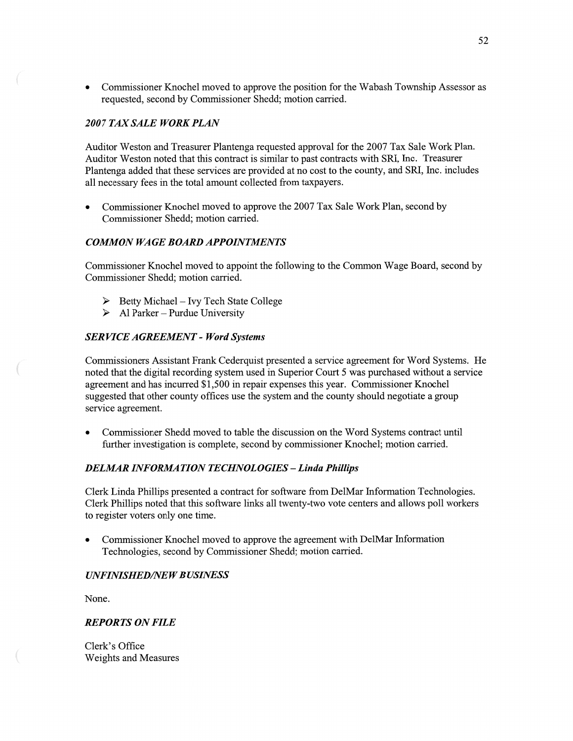- Commissioner Knochel moved to approve the position for the Wabash Township Assessor as requested, second by Commissioner Shedd; motion carried.

### *2007 TAX SALE WORK PLAN*

Auditor Weston and Treasurer Plantenga requested approval for the 2007 Tax Sale Work Plan. Auditor Weston noted that this contract is similar to past contracts with SRI, Inc. Treasurer Plantenga added that these services are provided at no cost to the county, and SRI, Inc. includes all necessary fees in the total amount collected from taxpayers.

- Commissioner Knochel moved to approve the 2007 Tax Sale Work Plan, second by Commissioner Shedd; motion carried.

### *COMMON WAGE BOARD APPOINTMENTS*

Commissioner Knochel moved to appoint the following to the Common Wage Board, second by Commissioner Shedd; motion carried.

- Betty Michael – Ivy Tech State College
- Al Parker – Purdue University

### *SERVICE AGREEMENT - Word Systems*

Commissioners Assistant Frank Cederquist presented a service agreement for Word Systems. He noted that the digital recording system used in Superior Court 5 was purchased without a service agreement and has incurred $1,500 in repair expenses this year. Commissioner Knochel suggested that other county offices use the system and the county should negotiate a group service agreement.

- Commissioner Shedd moved to table the discussion on the Word Systems contract until further investigation is complete, second by commissioner Knochel; motion carried.

### *DELMAR INFORMATION TECHNOLOGIES – Linda Phillips*

Clerk Linda Phillips presented a contract for software from DelMar Information Technologies. Clerk Phillips noted that this software links all twenty-two vote centers and allows poll workers to register voters only one time.

- Commissioner Knochel moved to approve the agreement with DelMar Information Technologies, second by Commissioner Shedd; motion carried.

### *UNFINISHED/NEW BUSINESS*

None.

### *REPORTS ON FILE*

Clerk's Office
Weights and Measures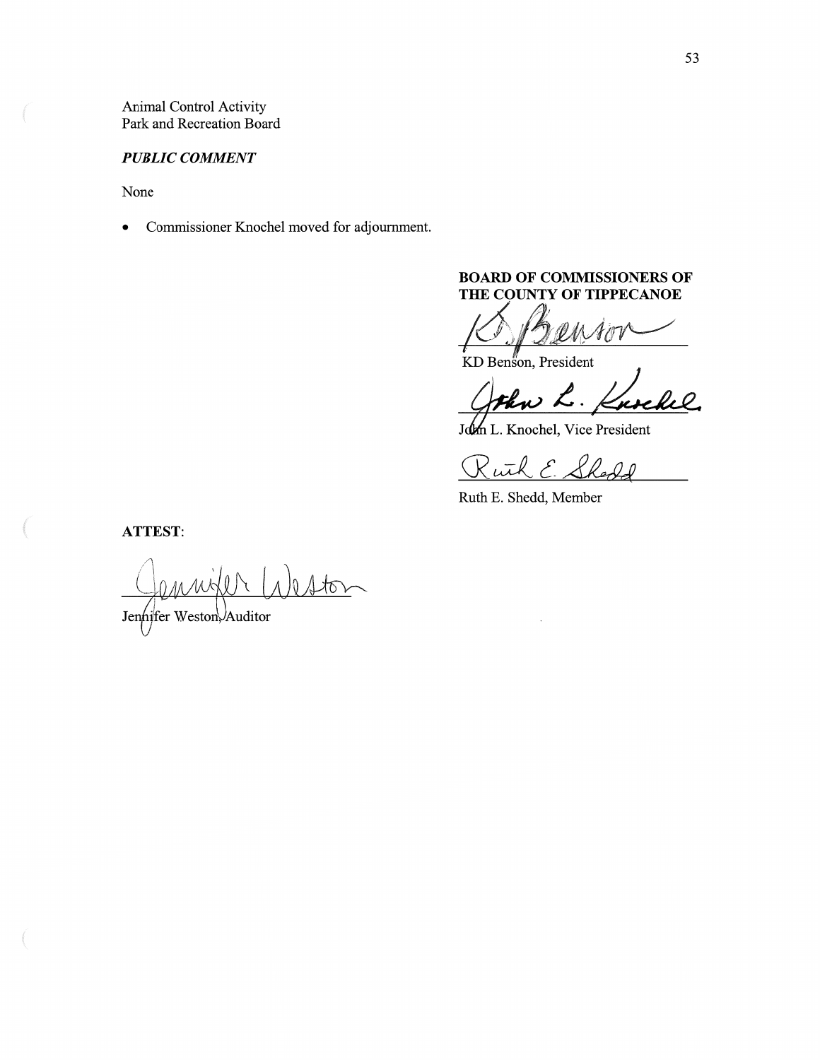Animal Control Activity
Park and Recreation Board

***PUBLIC COMMENT***

None

- Commissioner Knochel moved for adjournment.

**BOARD OF COMMISSIONERS OF THE COUNTY OF TIPPECANOE**

KD Benson, President

John L. Knochel, Vice President

Ruth E. Shedd, Member

**ATTEST**:

Jennifer Weston, Auditor